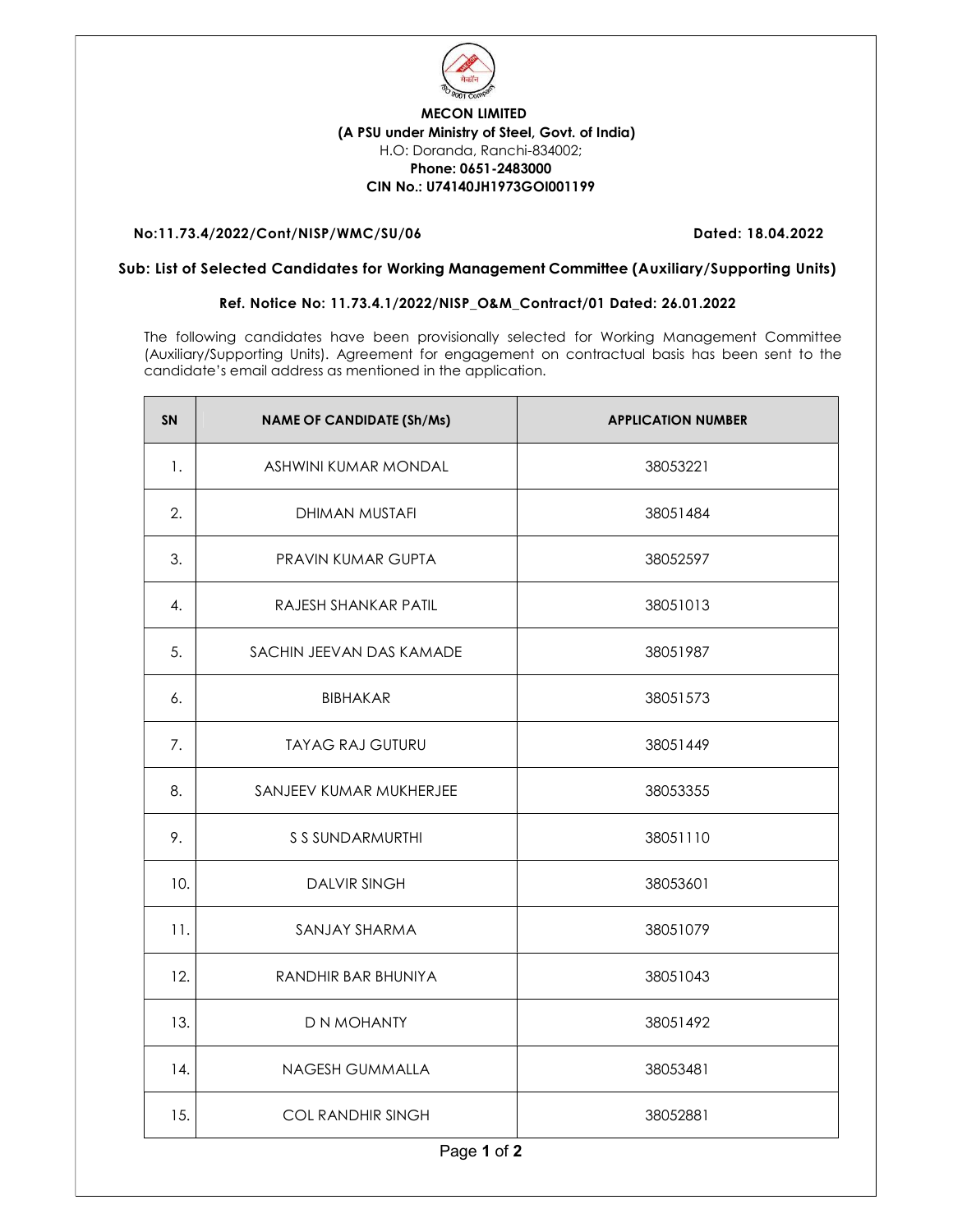**MECON LIMITED**
**(A PSU under Ministry of Steel, Govt. of India)**
H.O: Doranda, Ranchi-834002;
**Phone: 0651-2483000**
**CIN No.: U74140JH1973GOI001199**

**No:11.73.4/2022/Cont/NISP/WMC/SU/06** **Dated: 18.04.2022**

**Sub: List of Selected Candidates for Working Management Committee (Auxiliary/Supporting Units)**

**Ref. Notice No: 11.73.4.1/2022/NISP_O&M_Contract/01 Dated: 26.01.2022**

The following candidates have been provisionally selected for Working Management Committee (Auxiliary/Supporting Units). Agreement for engagement on contractual basis has been sent to the candidate's email address as mentioned in the application.

| SN | NAME OF CANDIDATE (Sh/Ms) | APPLICATION NUMBER |
|---|---|---|
| 1. | ASHWINI KUMAR MONDAL | 38053221 |
| 2. | DHIMAN MUSTAFI | 38051484 |
| 3. | PRAVIN KUMAR GUPTA | 38052597 |
| 4. | RAJESH SHANKAR PATIL | 38051013 |
| 5. | SACHIN JEEVAN DAS KAMADE | 38051987 |
| 6. | BIBHAKAR | 38051573 |
| 7. | TAYAG RAJ GUTURU | 38051449 |
| 8. | SANJEEV KUMAR MUKHERJEE | 38053355 |
| 9. | S S SUNDARMURTHI | 38051110 |
| 10. | DALVIR SINGH | 38053601 |
| 11. | SANJAY SHARMA | 38051079 |
| 12. | RANDHIR BAR BHUNIYA | 38051043 |
| 13. | D N MOHANTY | 38051492 |
| 14. | NAGESH GUMMALLA | 38053481 |
| 15. | COL RANDHIR SINGH | 38052881 |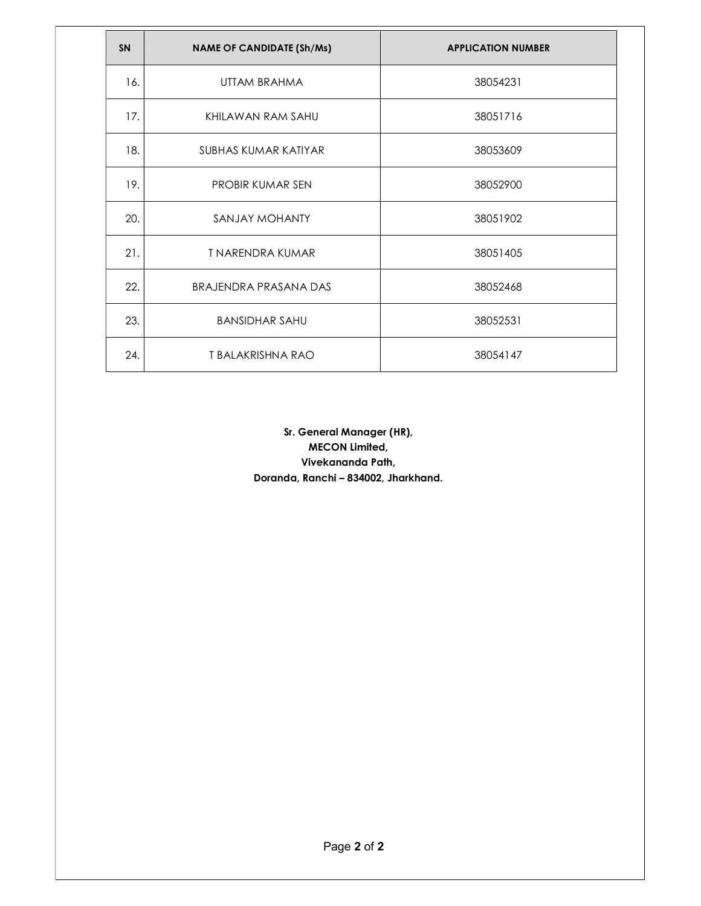| SN | NAME OF CANDIDATE (Sh/Ms) | APPLICATION NUMBER |
| --- | --- | --- |
| 16. | UTTAM BRAHMA | 38054231 |
| 17. | KHILAWAN RAM SAHU | 38051716 |
| 18. | SUBHAS KUMAR KATIYAR | 38053609 |
| 19. | PROBIR KUMAR SEN | 38052900 |
| 20. | SANJAY MOHANTY | 38051902 |
| 21. | T NARENDRA KUMAR | 38051405 |
| 22. | BRAJENDRA PRASANA DAS | 38052468 |
| 23. | BANSIDHAR SAHU | 38052531 |
| 24. | T BALAKRISHNA RAO | 38054147 |

**Sr. General Manager (HR),**
**MECON Limited,**
**Vivekananda Path,**
**Doranda, Ranchi – 834002, Jharkhand.**